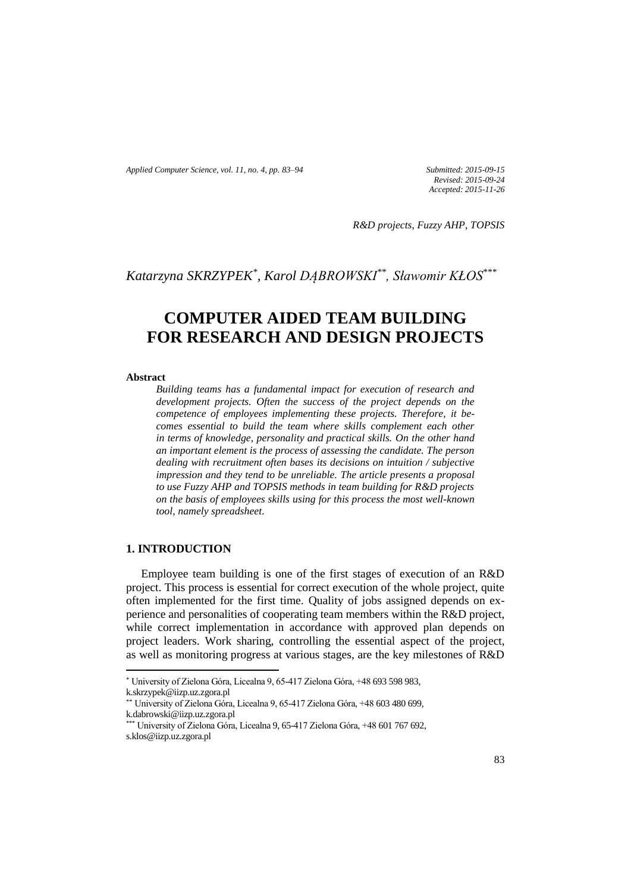*R&D projects, Fuzzy AHP, TOPSIS*

*Katarzyna SKRZYPEK*[*], *Karol DĄBROWSKI*[**], *Sławomir KŁOS*[***]

# COMPUTER AIDED TEAM BUILDING FOR RESEARCH AND DESIGN PROJECTS

**Abstract**

*Building teams has a fundamental impact for execution of research and development projects. Often the success of the project depends on the competence of employees implementing these projects. Therefore, it becomes essential to build the team where skills complement each other in terms of knowledge, personality and practical skills. On the other hand an important element is the process of assessing the candidate. The person dealing with recruitment often bases its decisions on intuition / subjective impression and they tend to be unreliable. The article presents a proposal to use Fuzzy AHP and TOPSIS methods in team building for R&D projects on the basis of employees skills using for this process the most well-known tool, namely spreadsheet.*

## 1. INTRODUCTION

Employee team building is one of the first stages of execution of an R&D project. This process is essential for correct execution of the whole project, quite often implemented for the first time. Quality of jobs assigned depends on experience and personalities of cooperating team members within the R&D project, while correct implementation in accordance with approved plan depends on project leaders. Work sharing, controlling the essential aspect of the project, as well as monitoring progress at various stages, are the key milestones of R&D

---

[*] University of Zielona Góra, Licealna 9, 65-417 Zielona Góra, +48 693 598 983, k.skrzypek@iizp.uz.zgora.pl

[**] University of Zielona Góra, Licealna 9, 65-417 Zielona Góra, +48 603 480 699, k.dabrowski@iizp.uz.zgora.pl

[***] University of Zielona Góra, Licealna 9, 65-417 Zielona Góra, +48 601 767 692, s.klos@iizp.uz.zgora.pl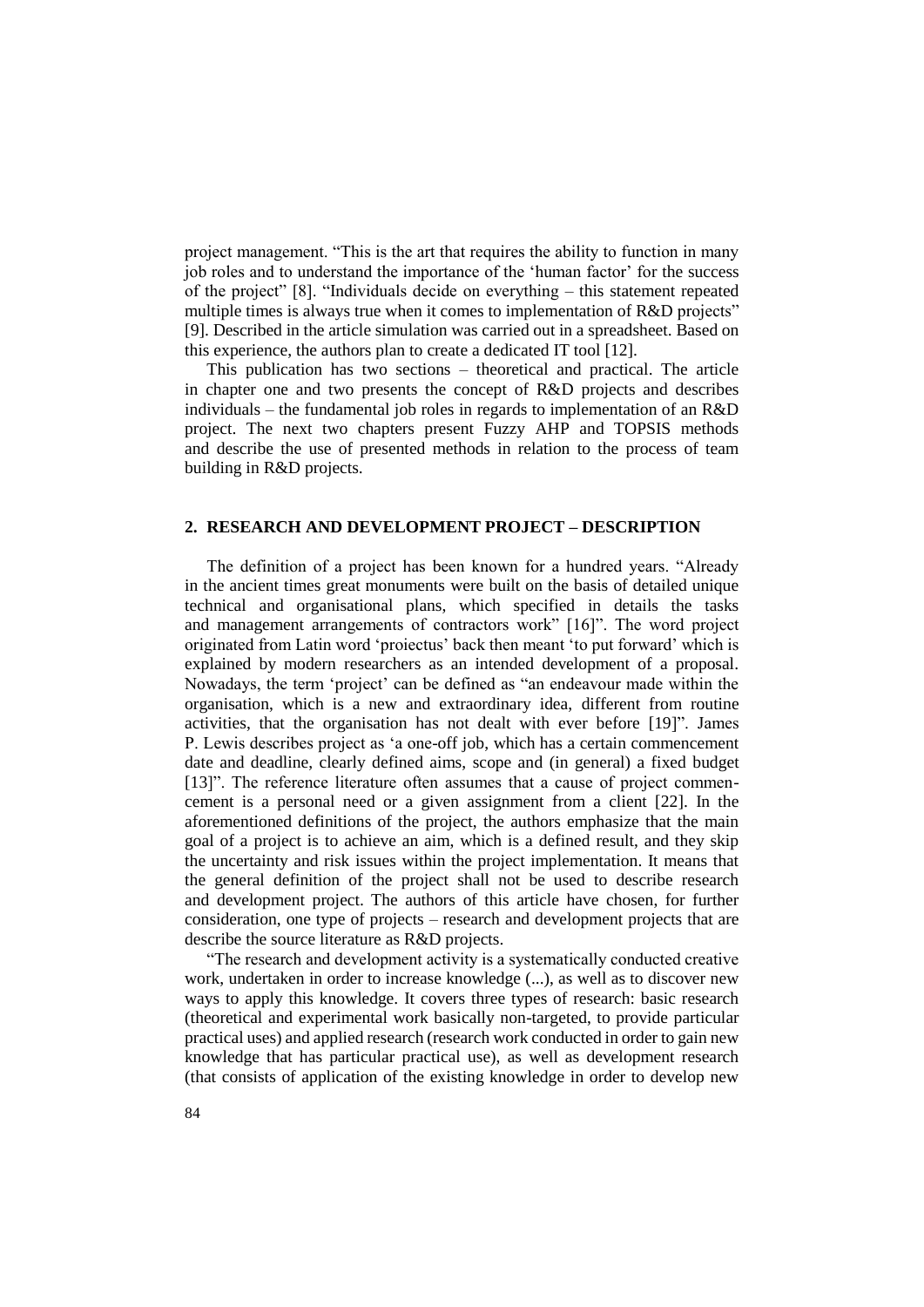project management. "This is the art that requires the ability to function in many job roles and to understand the importance of the 'human factor' for the success of the project" [8]. "Individuals decide on everything – this statement repeated multiple times is always true when it comes to implementation of R&D projects" [9]. Described in the article simulation was carried out in a spreadsheet. Based on this experience, the authors plan to create a dedicated IT tool [12].

This publication has two sections – theoretical and practical. The article in chapter one and two presents the concept of R&D projects and describes individuals – the fundamental job roles in regards to implementation of an R&D project. The next two chapters present Fuzzy AHP and TOPSIS methods and describe the use of presented methods in relation to the process of team building in R&D projects.

## 2. RESEARCH AND DEVELOPMENT PROJECT – DESCRIPTION

The definition of a project has been known for a hundred years. "Already in the ancient times great monuments were built on the basis of detailed unique technical and organisational plans, which specified in details the tasks and management arrangements of contractors work" [16]". The word project originated from Latin word 'proiectus' back then meant 'to put forward' which is explained by modern researchers as an intended development of a proposal. Nowadays, the term 'project' can be defined as "an endeavour made within the organisation, which is a new and extraordinary idea, different from routine activities, that the organisation has not dealt with ever before [19]". James P. Lewis describes project as 'a one-off job, which has a certain commencement date and deadline, clearly defined aims, scope and (in general) a fixed budget [13]". The reference literature often assumes that a cause of project commencement is a personal need or a given assignment from a client [22]. In the aforementioned definitions of the project, the authors emphasize that the main goal of a project is to achieve an aim, which is a defined result, and they skip the uncertainty and risk issues within the project implementation. It means that the general definition of the project shall not be used to describe research and development project. The authors of this article have chosen, for further consideration, one type of projects – research and development projects that are describe the source literature as R&D projects.

"The research and development activity is a systematically conducted creative work, undertaken in order to increase knowledge (...), as well as to discover new ways to apply this knowledge. It covers three types of research: basic research (theoretical and experimental work basically non-targeted, to provide particular practical uses) and applied research (research work conducted in order to gain new knowledge that has particular practical use), as well as development research (that consists of application of the existing knowledge in order to develop new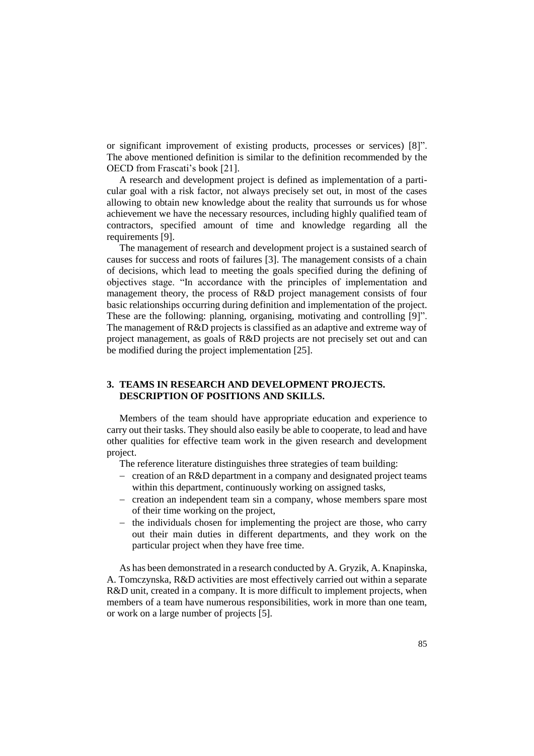or significant improvement of existing products, processes or services) [8]". The above mentioned definition is similar to the definition recommended by the OECD from Frascati's book [21].

A research and development project is defined as implementation of a particular goal with a risk factor, not always precisely set out, in most of the cases allowing to obtain new knowledge about the reality that surrounds us for whose achievement we have the necessary resources, including highly qualified team of contractors, specified amount of time and knowledge regarding all the requirements [9].

The management of research and development project is a sustained search of causes for success and roots of failures [3]. The management consists of a chain of decisions, which lead to meeting the goals specified during the defining of objectives stage. "In accordance with the principles of implementation and management theory, the process of R&D project management consists of four basic relationships occurring during definition and implementation of the project. These are the following: planning, organising, motivating and controlling [9]". The management of R&D projects is classified as an adaptive and extreme way of project management, as goals of R&D projects are not precisely set out and can be modified during the project implementation [25].

## 3. TEAMS IN RESEARCH AND DEVELOPMENT PROJECTS. DESCRIPTION OF POSITIONS AND SKILLS.

Members of the team should have appropriate education and experience to carry out their tasks. They should also easily be able to cooperate, to lead and have other qualities for effective team work in the given research and development project.

The reference literature distinguishes three strategies of team building:

- creation of an R&D department in a company and designated project teams within this department, continuously working on assigned tasks,
- creation an independent team sin a company, whose members spare most of their time working on the project,
- the individuals chosen for implementing the project are those, who carry out their main duties in different departments, and they work on the particular project when they have free time.

As has been demonstrated in a research conducted by A. Gryzik, A. Knapinska, A. Tomczynska, R&D activities are most effectively carried out within a separate R&D unit, created in a company. It is more difficult to implement projects, when members of a team have numerous responsibilities, work in more than one team, or work on a large number of projects [5].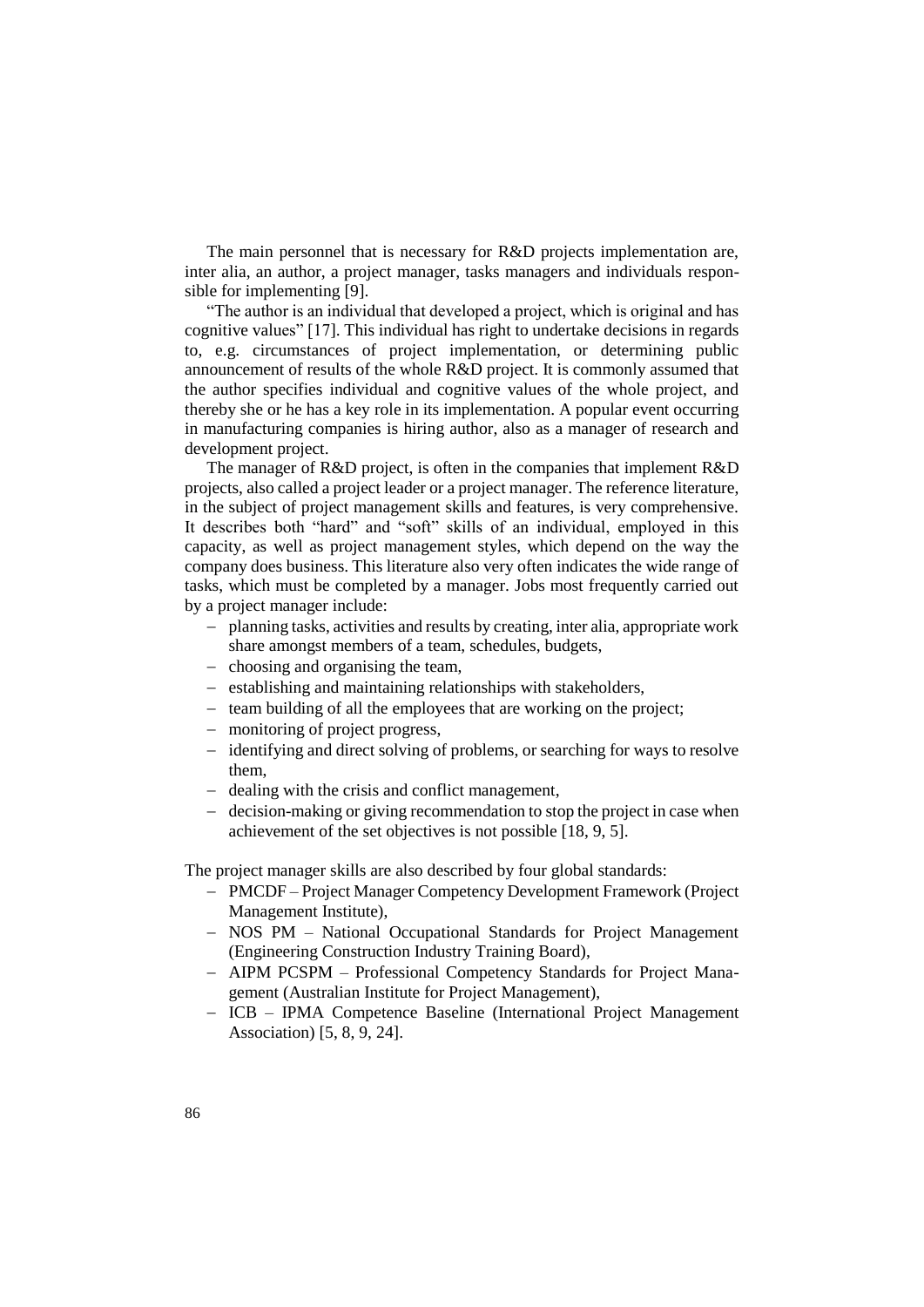The main personnel that is necessary for R&D projects implementation are, inter alia, an author, a project manager, tasks managers and individuals responsible for implementing [9].

"The author is an individual that developed a project, which is original and has cognitive values" [17]. This individual has right to undertake decisions in regards to, e.g. circumstances of project implementation, or determining public announcement of results of the whole R&D project. It is commonly assumed that the author specifies individual and cognitive values of the whole project, and thereby she or he has a key role in its implementation. A popular event occurring in manufacturing companies is hiring author, also as a manager of research and development project.

The manager of R&D project, is often in the companies that implement R&D projects, also called a project leader or a project manager. The reference literature, in the subject of project management skills and features, is very comprehensive. It describes both "hard" and "soft" skills of an individual, employed in this capacity, as well as project management styles, which depend on the way the company does business. This literature also very often indicates the wide range of tasks, which must be completed by a manager. Jobs most frequently carried out by a project manager include:

- planning tasks, activities and results by creating, inter alia, appropriate work share amongst members of a team, schedules, budgets,
- choosing and organising the team,
- establishing and maintaining relationships with stakeholders,
- team building of all the employees that are working on the project;
- monitoring of project progress,
- identifying and direct solving of problems, or searching for ways to resolve them,
- dealing with the crisis and conflict management,
- decision-making or giving recommendation to stop the project in case when achievement of the set objectives is not possible [18, 9, 5].

The project manager skills are also described by four global standards:

- PMCDF – Project Manager Competency Development Framework (Project Management Institute),
- NOS PM – National Occupational Standards for Project Management (Engineering Construction Industry Training Board),
- AIPM PCSPM – Professional Competency Standards for Project Management (Australian Institute for Project Management),
- ICB – IPMA Competence Baseline (International Project Management Association) [5, 8, 9, 24].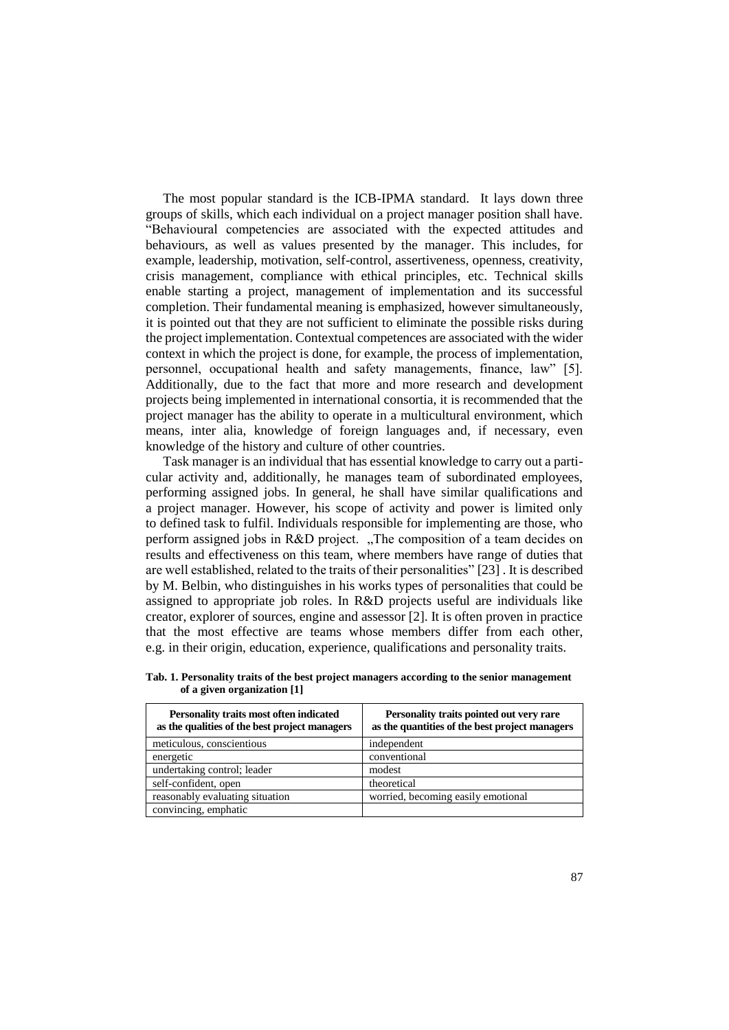The most popular standard is the ICB-IPMA standard. It lays down three groups of skills, which each individual on a project manager position shall have. "Behavioural competencies are associated with the expected attitudes and behaviours, as well as values presented by the manager. This includes, for example, leadership, motivation, self-control, assertiveness, openness, creativity, crisis management, compliance with ethical principles, etc. Technical skills enable starting a project, management of implementation and its successful completion. Their fundamental meaning is emphasized, however simultaneously, it is pointed out that they are not sufficient to eliminate the possible risks during the project implementation. Contextual competences are associated with the wider context in which the project is done, for example, the process of implementation, personnel, occupational health and safety managements, finance, law" [5]. Additionally, due to the fact that more and more research and development projects being implemented in international consortia, it is recommended that the project manager has the ability to operate in a multicultural environment, which means, inter alia, knowledge of foreign languages and, if necessary, even knowledge of the history and culture of other countries.

Task manager is an individual that has essential knowledge to carry out a particular activity and, additionally, he manages team of subordinated employees, performing assigned jobs. In general, he shall have similar qualifications and a project manager. However, his scope of activity and power is limited only to defined task to fulfil. Individuals responsible for implementing are those, who perform assigned jobs in R&D project. „The composition of a team decides on results and effectiveness on this team, where members have range of duties that are well established, related to the traits of their personalities" [23] . It is described by M. Belbin, who distinguishes in his works types of personalities that could be assigned to appropriate job roles. In R&D projects useful are individuals like creator, explorer of sources, engine and assessor [2]. It is often proven in practice that the most effective are teams whose members differ from each other, e.g. in their origin, education, experience, qualifications and personality traits.

**Tab. 1. Personality traits of the best project managers according to the senior management of a given organization [1]**

| Personality traits most often indicated as the qualities of the best project managers | Personality traits pointed out very rare as the quantities of the best project managers |
|---|---|
| meticulous, conscientious | independent |
| energetic | conventional |
| undertaking control; leader | modest |
| self-confident, open | theoretical |
| reasonably evaluating situation | worried, becoming easily emotional |
| convincing, emphatic | |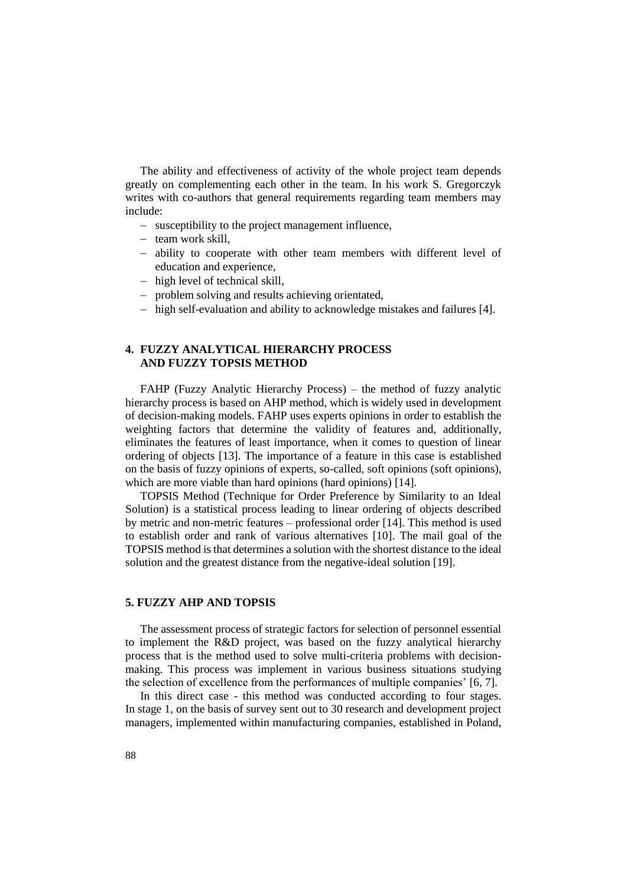The ability and effectiveness of activity of the whole project team depends greatly on complementing each other in the team. In his work S. Gregorczyk writes with co-authors that general requirements regarding team members may include:

- susceptibility to the project management influence,
- team work skill,
- ability to cooperate with other team members with different level of education and experience,
- high level of technical skill,
- problem solving and results achieving orientated,
- high self-evaluation and ability to acknowledge mistakes and failures [4].

## 4. FUZZY ANALYTICAL HIERARCHY PROCESS AND FUZZY TOPSIS METHOD

FAHP (Fuzzy Analytic Hierarchy Process) – the method of fuzzy analytic hierarchy process is based on AHP method, which is widely used in development of decision-making models. FAHP uses experts opinions in order to establish the weighting factors that determine the validity of features and, additionally, eliminates the features of least importance, when it comes to question of linear ordering of objects [13]. The importance of a feature in this case is established on the basis of fuzzy opinions of experts, so-called, soft opinions (soft opinions), which are more viable than hard opinions (hard opinions) [14].

TOPSIS Method (Technique for Order Preference by Similarity to an Ideal Solution) is a statistical process leading to linear ordering of objects described by metric and non-metric features – professional order [14]. This method is used to establish order and rank of various alternatives [10]. The mail goal of the TOPSIS method is that determines a solution with the shortest distance to the ideal solution and the greatest distance from the negative-ideal solution [19].

## 5. FUZZY AHP AND TOPSIS

The assessment process of strategic factors for selection of personnel essential to implement the R&D project, was based on the fuzzy analytical hierarchy process that is the method used to solve multi-criteria problems with decision-making. This process was implement in various business situations studying the selection of excellence from the performances of multiple companies' [6, 7].

In this direct case - this method was conducted according to four stages. In stage 1, on the basis of survey sent out to 30 research and development project managers, implemented within manufacturing companies, established in Poland,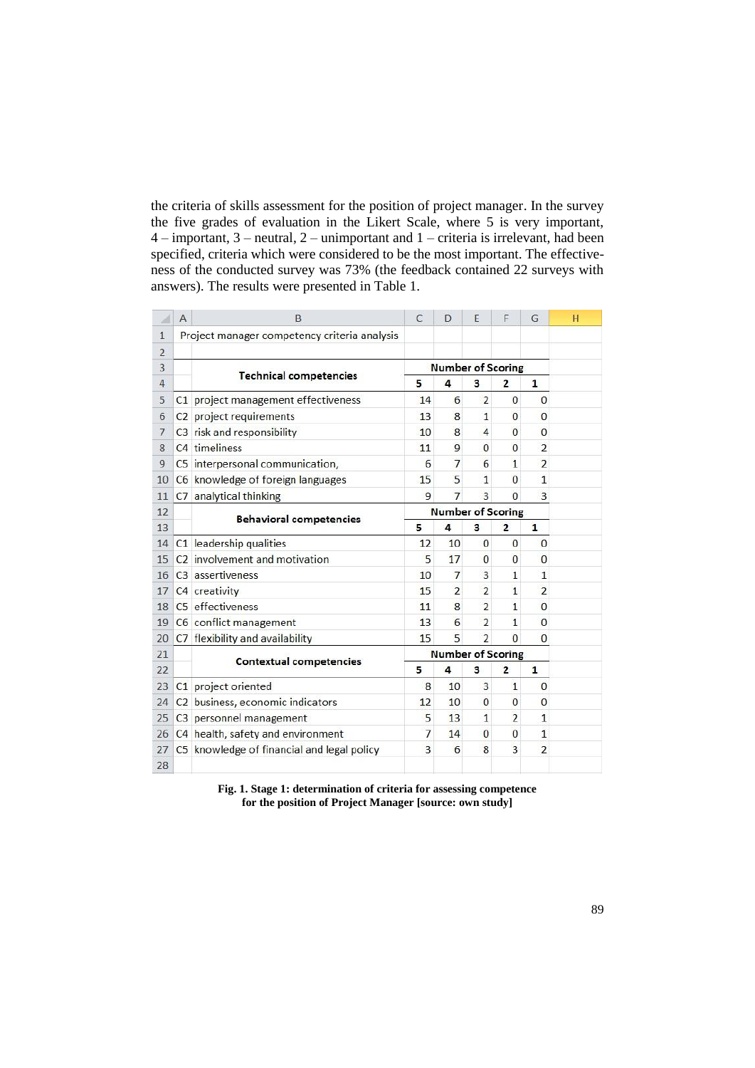the criteria of skills assessment for the position of project manager. In the survey the five grades of evaluation in the Likert Scale, where 5 is very important, 4 – important, 3 – neutral, 2 – unimportant and 1 – criteria is irrelevant, had been specified, criteria which were considered to be the most important. The effectiveness of the conducted survey was 73% (the feedback contained 22 surveys with answers). The results were presented in Table 1.

| | Project manager competency criteria analysis | | | | | |
|---|---|---|---|---|---|---|
| | **Technical competencies** | **Number of Scoring** | | | | |
| | | **5** | **4** | **3** | **2** | **1** |
| C1 | project management effectiveness | 14 | 6 | 2 | 0 | 0 |
| C2 | project requirements | 13 | 8 | 1 | 0 | 0 |
| C3 | risk and responsibility | 10 | 8 | 4 | 0 | 0 |
| C4 | timeliness | 11 | 9 | 0 | 0 | 2 |
| C5 | interpersonal communication, | 6 | 7 | 6 | 1 | 2 |
| C6 | knowledge of foreign languages | 15 | 5 | 1 | 0 | 1 |
| C7 | analytical thinking | 9 | 7 | 3 | 0 | 3 |
| | **Behavioral competencies** | **Number of Scoring** | | | | |
| | | **5** | **4** | **3** | **2** | **1** |
| C1 | leadership qualities | 12 | 10 | 0 | 0 | 0 |
| C2 | involvement and motivation | 5 | 17 | 0 | 0 | 0 |
| C3 | assertiveness | 10 | 7 | 3 | 1 | 1 |
| C4 | creativity | 15 | 2 | 2 | 1 | 2 |
| C5 | effectiveness | 11 | 8 | 2 | 1 | 0 |
| C6 | conflict management | 13 | 6 | 2 | 1 | 0 |
| C7 | flexibility and availability | 15 | 5 | 2 | 0 | 0 |
| | **Contextual competencies** | **Number of Scoring** | | | | |
| | | **5** | **4** | **3** | **2** | **1** |
| C1 | project oriented | 8 | 10 | 3 | 1 | 0 |
| C2 | business, economic indicators | 12 | 10 | 0 | 0 | 0 |
| C3 | personnel management | 5 | 13 | 1 | 2 | 1 |
| C4 | health, safety and environment | 7 | 14 | 0 | 0 | 1 |
| C5 | knowledge of financial and legal policy | 3 | 6 | 8 | 3 | 2 |

**Fig. 1. Stage 1: determination of criteria for assessing competence for the position of Project Manager [source: own study]**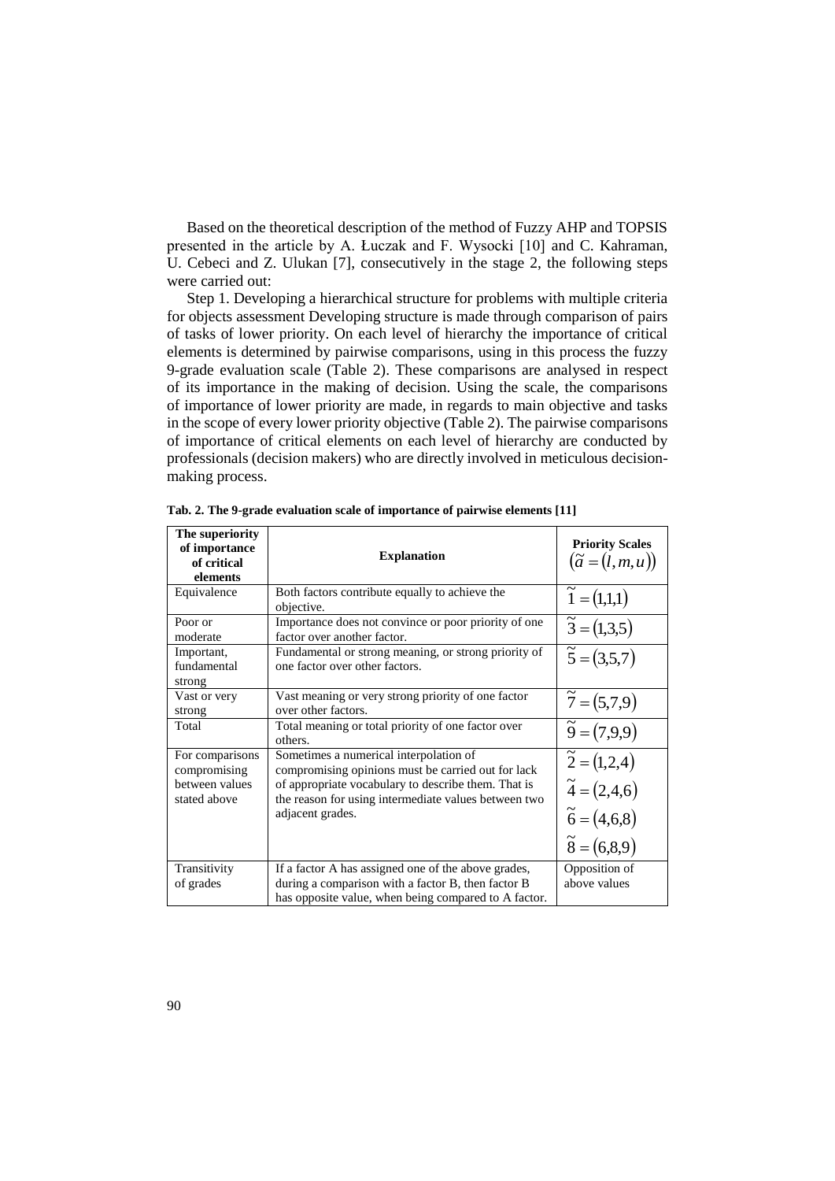Based on the theoretical description of the method of Fuzzy AHP and TOPSIS presented in the article by A. Łuczak and F. Wysocki [10] and C. Kahraman, U. Cebeci and Z. Ulukan [7], consecutively in the stage 2, the following steps were carried out:

Step 1. Developing a hierarchical structure for problems with multiple criteria for objects assessment Developing structure is made through comparison of pairs of tasks of lower priority. On each level of hierarchy the importance of critical elements is determined by pairwise comparisons, using in this process the fuzzy 9-grade evaluation scale (Table 2). These comparisons are analysed in respect of its importance in the making of decision. Using the scale, the comparisons of importance of lower priority are made, in regards to main objective and tasks in the scope of every lower priority objective (Table 2). The pairwise comparisons of importance of critical elements on each level of hierarchy are conducted by professionals (decision makers) who are directly involved in meticulous decision-making process.

**Tab. 2. The 9-grade evaluation scale of importance of pairwise elements [11]**

| The superiority of importance of critical elements | Explanation | Priority Scales $(\tilde{a} = (l, m, u))$ |
|---|---|---|
| Equivalence | Both factors contribute equally to achieve the objective. | $\tilde{1} = (1,1,1)$ |
| Poor or moderate | Importance does not convince or poor priority of one factor over another factor. | $\tilde{3} = (1,3,5)$ |
| Important, fundamental strong | Fundamental or strong meaning, or strong priority of one factor over other factors. | $\tilde{5} = (3,5,7)$ |
| Vast or very strong | Vast meaning or very strong priority of one factor over other factors. | $\tilde{7} = (5,7,9)$ |
| Total | Total meaning or total priority of one factor over others. | $\tilde{9} = (7,9,9)$ |
| For comparisons compromising between values stated above | Sometimes a numerical interpolation of compromising opinions must be carried out for lack of appropriate vocabulary to describe them. That is the reason for using intermediate values between two adjacent grades. | $\tilde{2} = (1,2,4)$ $\tilde{4} = (2,4,6)$ $\tilde{6} = (4,6,8)$ $\tilde{8} = (6,8,9)$ |
| Transitivity of grades | If a factor A has assigned one of the above grades, during a comparison with a factor B, then factor B has opposite value, when being compared to A factor. | Opposition of above values |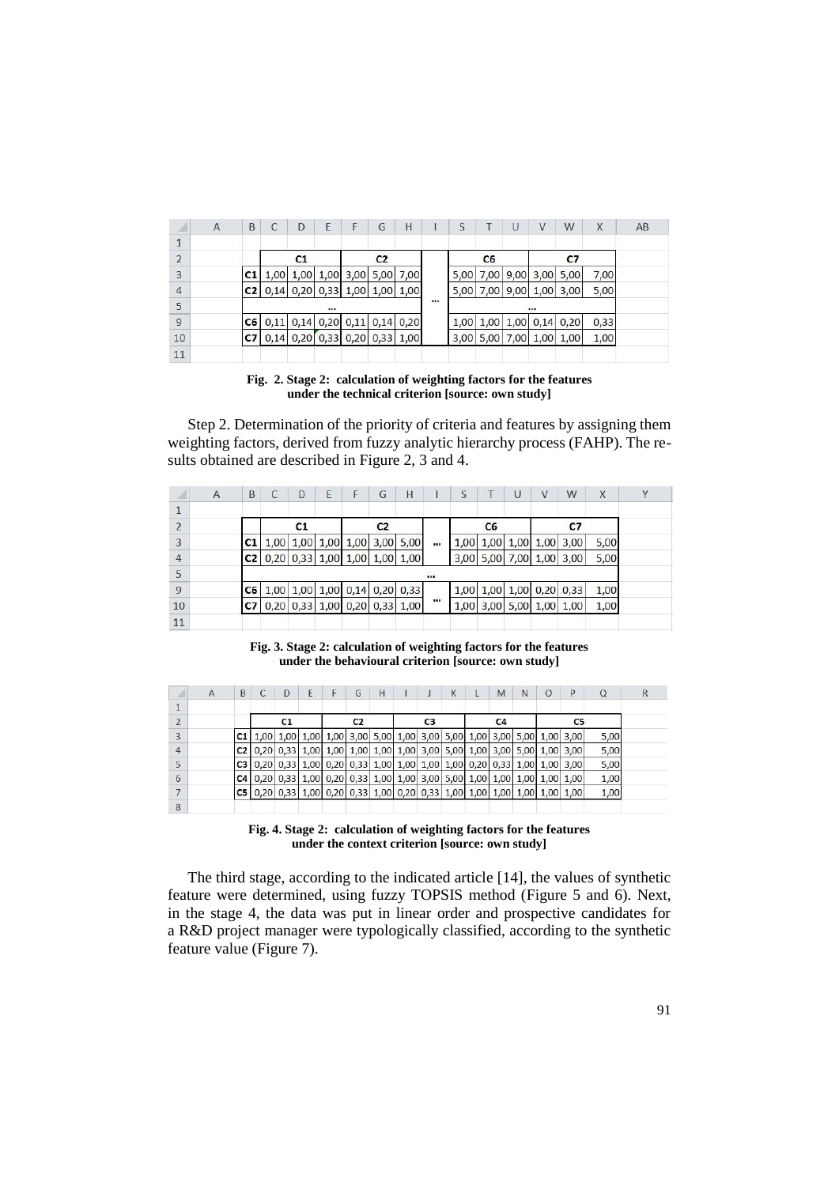|  | C1 |  |  | C2 |  |  | ... | C6 |  |  | C7 |  |  |
|---|---|---|---|---|---|---|---|---|---|---|---|---|---|
| C1 | 1,00 | 1,00 | 1,00 | 3,00 | 5,00 | 7,00 | ... | 5,00 | 7,00 | 9,00 | 3,00 | 5,00 | 7,00 |
| C2 | 0,14 | 0,20 | 0,33 | 1,00 | 1,00 | 1,00 |  | 5,00 | 7,00 | 9,00 | 1,00 | 3,00 | 5,00 |
|  |  |  | ... |  |  |  |  |  |  |  | ... |  |  |
| C6 | 0,11 | 0,14 | 0,20 | 0,11 | 0,14 | 0,20 |  | 1,00 | 1,00 | 1,00 | 0,14 | 0,20 | 0,33 |
| C7 | 0,14 | 0,20 | 0,33 | 0,20 | 0,33 | 1,00 |  | 3,00 | 5,00 | 7,00 | 1,00 | 1,00 | 1,00 |

**Fig. 2. Stage 2: calculation of weighting factors for the features under the technical criterion [source: own study]**

Step 2. Determination of the priority of criteria and features by assigning them weighting factors, derived from fuzzy analytic hierarchy process (FAHP). The results obtained are described in Figure 2, 3 and 4.

|  | C1 |  |  | C2 |  |  | ... | C6 |  |  | C7 |  |  |
|---|---|---|---|---|---|---|---|---|---|---|---|---|---|
| C1 | 1,00 | 1,00 | 1,00 | 1,00 | 3,00 | 5,00 | ... | 1,00 | 1,00 | 1,00 | 1,00 | 3,00 | 5,00 |
| C2 | 0,20 | 0,33 | 1,00 | 1,00 | 1,00 | 1,00 |  | 3,00 | 5,00 | 7,00 | 1,00 | 3,00 | 5,00 |
|  |  |  |  |  |  |  | ... |  |  |  |  |  |  |
| C6 | 1,00 | 1,00 | 1,00 | 0,14 | 0,20 | 0,33 | ... | 1,00 | 1,00 | 1,00 | 0,20 | 0,33 | 1,00 |
| C7 | 0,20 | 0,33 | 1,00 | 0,20 | 0,33 | 1,00 |  | 1,00 | 3,00 | 5,00 | 1,00 | 1,00 | 1,00 |

**Fig. 3. Stage 2: calculation of weighting factors for the features under the behavioural criterion [source: own study]**

|  | C1 |  |  | C2 |  |  | C3 |  |  | C4 |  |  | C5 |  |  |
|---|---|---|---|---|---|---|---|---|---|---|---|---|---|---|---|
| C1 | 1,00 | 1,00 | 1,00 | 1,00 | 3,00 | 5,00 | 1,00 | 3,00 | 5,00 | 1,00 | 3,00 | 5,00 | 1,00 | 3,00 | 5,00 |
| C2 | 0,20 | 0,33 | 1,00 | 1,00 | 1,00 | 1,00 | 1,00 | 3,00 | 5,00 | 1,00 | 3,00 | 5,00 | 1,00 | 3,00 | 5,00 |
| C3 | 0,20 | 0,33 | 1,00 | 0,20 | 0,33 | 1,00 | 1,00 | 1,00 | 1,00 | 0,20 | 0,33 | 1,00 | 1,00 | 3,00 | 5,00 |
| C4 | 0,20 | 0,33 | 1,00 | 0,20 | 0,33 | 1,00 | 1,00 | 3,00 | 5,00 | 1,00 | 1,00 | 1,00 | 1,00 | 1,00 | 1,00 |
| C5 | 0,20 | 0,33 | 1,00 | 0,20 | 0,33 | 1,00 | 0,20 | 0,33 | 1,00 | 1,00 | 1,00 | 1,00 | 1,00 | 1,00 | 1,00 |

**Fig. 4. Stage 2: calculation of weighting factors for the features under the context criterion [source: own study]**

The third stage, according to the indicated article [14], the values of synthetic feature were determined, using fuzzy TOPSIS method (Figure 5 and 6). Next, in the stage 4, the data was put in linear order and prospective candidates for a R&D project manager were typologically classified, according to the synthetic feature value (Figure 7).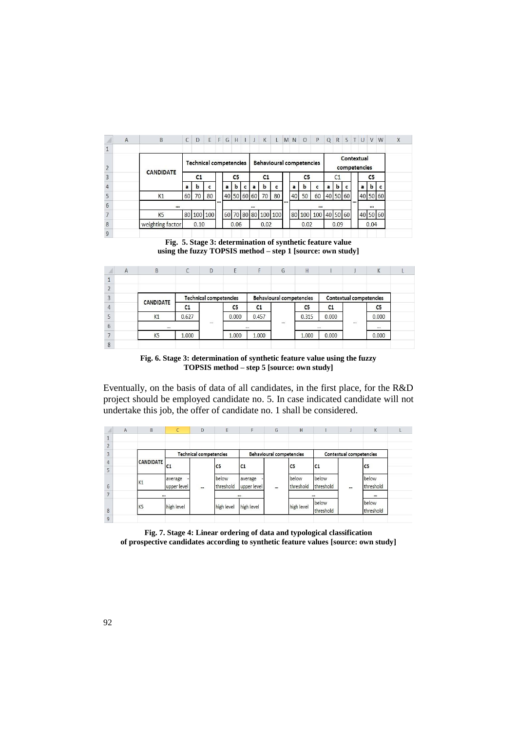| CANDIDATE | Technical competencies | | | | | | | Behavioural competencies | | | | | | | Contextual competencies | | | | | | |
|---|---|---|---|---|---|---|---|---|---|---|---|---|---|---|---|---|---|---|---|---|---|
| | C1 | | | | C5 | | | C1 | | | | C5 | | | C1 | | | | C5 | | |
| | a | b | c | | a | b | c | a | b | c | | a | b | c | a | b | c | | a | b | c |
| K1 | 60 | 70 | 80 | ... | 40 | 50 | 60 | 60 | 70 | 80 | ... | 40 | 50 | 60 | 40 | 50 | 60 | ... | 40 | 50 | 60 |
| ... | | | | | | ... | | | ... | | | | ... | | | | | | | ... | |
| K5 | 80 | 100 | 100 | | 60 | 70 | 80 | 80 | 100 | 100 | | 80 | 100 | 100 | 40 | 50 | 60 | | 40 | 50 | 60 |
| weighting factor | | 0.10 | | | | 0.06 | | | 0.02 | | | | 0.02 | | | 0.09 | | | | 0.04 | |

**Fig. 5. Stage 3: determination of synthetic feature value using the fuzzy TOPSIS method – step 1 [source: own study]**

| CANDIDATE | Technical competencies | | | Behavioural competencies | | | Contextual competencies | | |
|---|---|---|---|---|---|---|---|---|---|
| | C1 | | C5 | C1 | | C5 | C1 | | C5 |
| K1 | 0.627 | ... | 0.000 | 0.457 | ... | 0.315 | 0.000 | ... | 0.000 |
| ... | | | ... | | | ... | | | ... |
| K5 | 1.000 | | 1.000 | 1.000 | | 1.000 | 0.000 | | 0.000 |

**Fig. 6. Stage 3: determination of synthetic feature value using the fuzzy TOPSIS method – step 5 [source: own study]**

Eventually, on the basis of data of all candidates, in the first place, for the R&D project should be employed candidate no. 5. In case indicated candidate will not undertake this job, the offer of candidate no. 1 shall be considered.

| CANDIDATE | Technical competencies | | | Behavioural competencies | | | Contextual competencies | | |
|---|---|---|---|---|---|---|---|---|---|
| | C1 | | C5 | C1 | | C5 | C1 | | C5 |
| K1 | average - upper level | ... | below threshold | average - upper level | ... | below threshold | below threshold | ... | below threshold |
| ... | | | ... | | | ... | | | ... |
| K5 | high level | | high level | high level | | high level | below threshold | | below threshold |

**Fig. 7. Stage 4: Linear ordering of data and typological classification of prospective candidates according to synthetic feature values [source: own study]**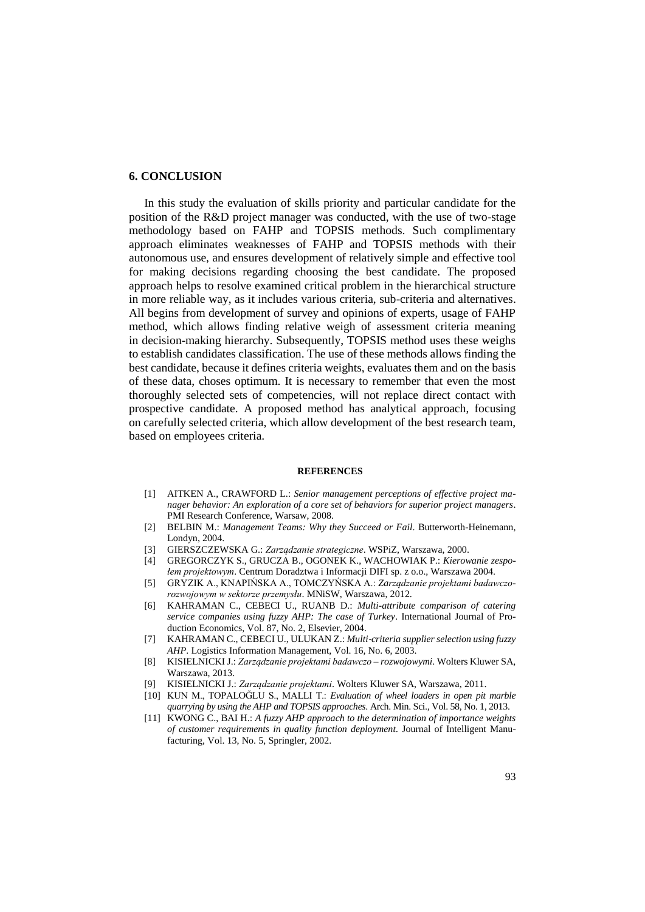## 6. CONCLUSION

In this study the evaluation of skills priority and particular candidate for the position of the R&D project manager was conducted, with the use of two-stage methodology based on FAHP and TOPSIS methods. Such complimentary approach eliminates weaknesses of FAHP and TOPSIS methods with their autonomous use, and ensures development of relatively simple and effective tool for making decisions regarding choosing the best candidate. The proposed approach helps to resolve examined critical problem in the hierarchical structure in more reliable way, as it includes various criteria, sub-criteria and alternatives. All begins from development of survey and opinions of experts, usage of FAHP method, which allows finding relative weigh of assessment criteria meaning in decision-making hierarchy. Subsequently, TOPSIS method uses these weighs to establish candidates classification. The use of these methods allows finding the best candidate, because it defines criteria weights, evaluates them and on the basis of these data, choses optimum. It is necessary to remember that even the most thoroughly selected sets of competencies, will not replace direct contact with prospective candidate. A proposed method has analytical approach, focusing on carefully selected criteria, which allow development of the best research team, based on employees criteria.

### REFERENCES

[1] AITKEN A., CRAWFORD L.: *Senior management perceptions of effective project manager behavior: An exploration of a core set of behaviors for superior project managers*. PMI Research Conference, Warsaw, 2008.

[2] BELBIN M.: *Management Teams: Why they Succeed or Fail*. Butterworth-Heinemann, Londyn, 2004.

[3] GIERSZCZEWSKA G.: *Zarządzanie strategiczne*. WSPiZ, Warszawa, 2000.

[4] GREGORCZYK S., GRUCZA B., OGONEK K., WACHOWIAK P.: *Kierowanie zespołem projektowym*. Centrum Doradztwa i Informacji DIFI sp. z o.o., Warszawa 2004.

[5] GRYZIK A., KNAPIŃSKA A., TOMCZYŃSKA A.: *Zarządzanie projektami badawczo-rozwojowym w sektorze przemysłu*. MNiSW, Warszawa, 2012.

[6] KAHRAMAN C., CEBECI U., RUANB D.: *Multi-attribute comparison of catering service companies using fuzzy AHP: The case of Turkey*. International Journal of Production Economics, Vol. 87, No. 2, Elsevier, 2004.

[7] KAHRAMAN C., CEBECI U., ULUKAN Z.: *Multi-criteria supplier selection using fuzzy AHP*. Logistics Information Management, Vol. 16, No. 6, 2003.

[8] KISIELNICKI J.: *Zarządzanie projektami badawczo – rozwojowymi*. Wolters Kluwer SA, Warszawa, 2013.

[9] KISIELNICKI J.: *Zarządzanie projektami*. Wolters Kluwer SA, Warszawa, 2011.

[10] KUN M., TOPALOĞLU S., MALLI T.: *Evaluation of wheel loaders in open pit marble quarrying by using the AHP and TOPSIS approaches*. Arch. Min. Sci., Vol. 58, No. 1, 2013.

[11] KWONG C., BAI H.: *A fuzzy AHP approach to the determination of importance weights of customer requirements in quality function deployment*. Journal of Intelligent Manufacturing, Vol. 13, No. 5, Springler, 2002.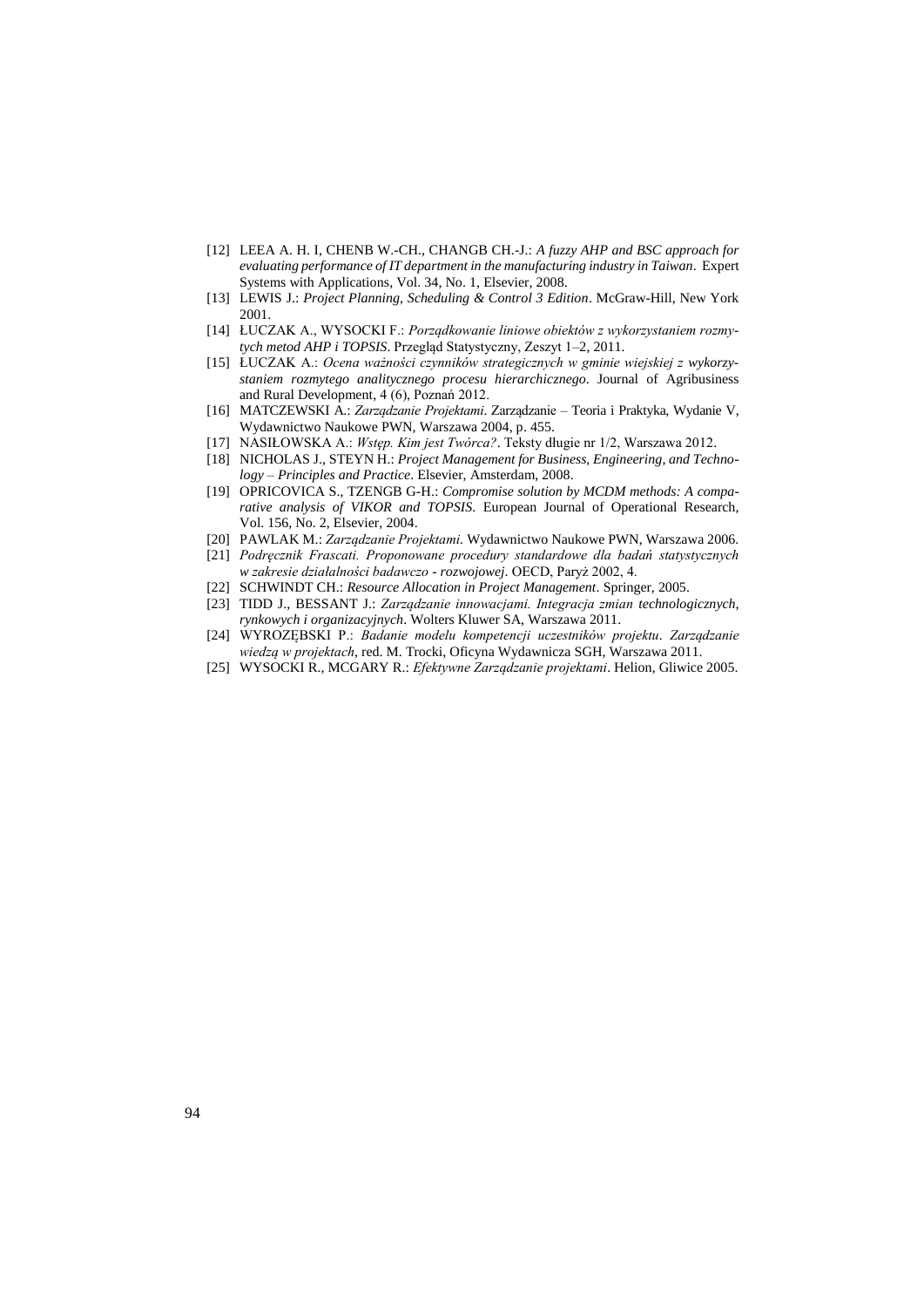[12] LEEA A. H. I, CHENB W.-CH., CHANGB CH.-J.: *A fuzzy AHP and BSC approach for evaluating performance of IT department in the manufacturing industry in Taiwan*. Expert Systems with Applications, Vol. 34, No. 1, Elsevier, 2008.

[13] LEWIS J.: *Project Planning, Scheduling & Control 3 Edition*. McGraw-Hill, New York 2001.

[14] ŁUCZAK A., WYSOCKI F.: *Porządkowanie liniowe obiektów z wykorzystaniem rozmytych metod AHP i TOPSIS*. Przegląd Statystyczny, Zeszyt 1–2, 2011.

[15] ŁUCZAK A.: *Ocena ważności czynników strategicznych w gminie wiejskiej z wykorzystaniem rozmytego analitycznego procesu hierarchicznego*. Journal of Agribusiness and Rural Development, 4 (6), Poznań 2012.

[16] MATCZEWSKI A.: *Zarządzanie Projektami*. Zarządzanie – Teoria i Praktyka, Wydanie V, Wydawnictwo Naukowe PWN, Warszawa 2004, p. 455.

[17] NASIŁOWSKA A.: *Wstęp. Kim jest Twórca?*. Teksty długie nr 1/2, Warszawa 2012.

[18] NICHOLAS J., STEYN H.: *Project Management for Business, Engineering, and Technology – Principles and Practice*. Elsevier, Amsterdam, 2008.

[19] OPRICOVICA S., TZENGB G-H.: *Compromise solution by MCDM methods: A comparative analysis of VIKOR and TOPSIS*. European Journal of Operational Research, Vol. 156, No. 2, Elsevier, 2004.

[20] PAWLAK M.: *Zarządzanie Projektami*. Wydawnictwo Naukowe PWN, Warszawa 2006.

[21] *Podręcznik Frascati. Proponowane procedury standardowe dla badań statystycznych w zakresie działalności badawczo - rozwojowej*. OECD, Paryż 2002, 4.

[22] SCHWINDT CH.: *Resource Allocation in Project Management*. Springer, 2005.

[23] TIDD J., BESSANT J.: *Zarządzanie innowacjami. Integracja zmian technologicznych, rynkowych i organizacyjnych*. Wolters Kluwer SA, Warszawa 2011.

[24] WYROZĘBSKI P.: *Badanie modelu kompetencji uczestników projektu*. *Zarządzanie wiedzą w projektach*, red. M. Trocki, Oficyna Wydawnicza SGH, Warszawa 2011.

[25] WYSOCKI R., MCGARY R.: *Efektywne Zarządzanie projektami*. Helion, Gliwice 2005.